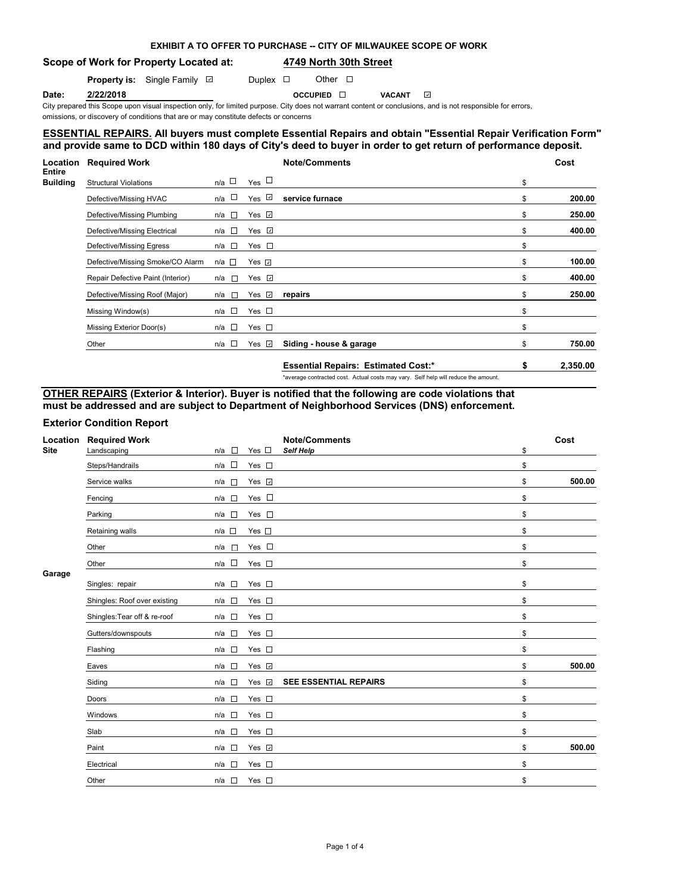**EXHIBIT A TO OFFER TO PURCHASE -- CITY OF MILWAUKEE SCOPE OF WORK**

**Scope of Work for Property Located at:** **4749 North 30th Street**

**Property is:** Single Family ☑ Duplex ☐ Other ☐

**Date:** **2/22/2018** **OCCUPIED** ☐ **VACANT** ☑

City prepared this Scope upon visual inspection only, for limited purpose. City does not warrant content or conclusions, and is not responsible for errors, omissions, or discovery of conditions that are or may constitute defects or concerns

## ESSENTIAL REPAIRS. All buyers must complete Essential Repairs and obtain "Essential Repair Verification Form" and provide same to DCD within 180 days of City's deed to buyer in order to get return of performance deposit.

| Location | Required Work | n/a | Yes | Note/Comments | Cost |
|---|---|---|---|---|---|
| Entire Building | Structural Violations | ☐ | ☐ | | $ |
| | Defective/Missing HVAC | ☐ | ☑ | **service furnace** | $ **200.00** |
| | Defective/Missing Plumbing | ☐ | ☑ | | $ **250.00** |
| | Defective/Missing Electrical | ☐ | ☑ | | $ **400.00** |
| | Defective/Missing Egress | ☐ | ☐ | | $ |
| | Defective/Missing Smoke/CO Alarm | ☐ | ☑ | | $ **100.00** |
| | Repair Defective Paint (Interior) | ☐ | ☑ | | $ **400.00** |
| | Defective/Missing Roof (Major) | ☐ | ☑ | **repairs** | $ **250.00** |
| | Missing Window(s) | ☐ | ☐ | | $ |
| | Missing Exterior Door(s) | ☐ | ☐ | | $ |
| | Other | ☐ | ☑ | **Siding - house & garage** | $ **750.00** |
| | | | | **Essential Repairs: Estimated Cost:*** | **$ 2,350.00** |

*average contracted cost. Actual costs may vary. Self help will reduce the amount.

## OTHER REPAIRS (Exterior & Interior). Buyer is notified that the following are code violations that must be addressed and are subject to Department of Neighborhood Services (DNS) enforcement.

### Exterior Condition Report

| Location | Required Work | n/a | Yes | Note/Comments | Cost |
|---|---|---|---|---|---|
| Site | Landscaping | ☐ | ☐ | ***Self Help*** | $ |
| | Steps/Handrails | ☐ | ☐ | | $ |
| | Service walks | ☐ | ☑ | | $ **500.00** |
| | Fencing | ☐ | ☐ | | $ |
| | Parking | ☐ | ☐ | | $ |
| | Retaining walls | ☐ | ☐ | | $ |
| | Other | ☐ | ☐ | | $ |
| | Other | ☐ | ☐ | | $ |
| Garage | Singles: repair | ☐ | ☐ | | $ |
| | Shingles: Roof over existing | ☐ | ☐ | | $ |
| | Shingles:Tear off & re-roof | ☐ | ☐ | | $ |
| | Gutters/downspouts | ☐ | ☐ | | $ |
| | Flashing | ☐ | ☐ | | $ |
| | Eaves | ☐ | ☑ | | $ **500.00** |
| | Siding | ☐ | ☑ | **SEE ESSENTIAL REPAIRS** | $ |
| | Doors | ☐ | ☐ | | $ |
| | Windows | ☐ | ☐ | | $ |
| | Slab | ☐ | ☐ | | $ |
| | Paint | ☐ | ☑ | | $ **500.00** |
| | Electrical | ☐ | ☐ | | $ |
| | Other | ☐ | ☐ | | $ |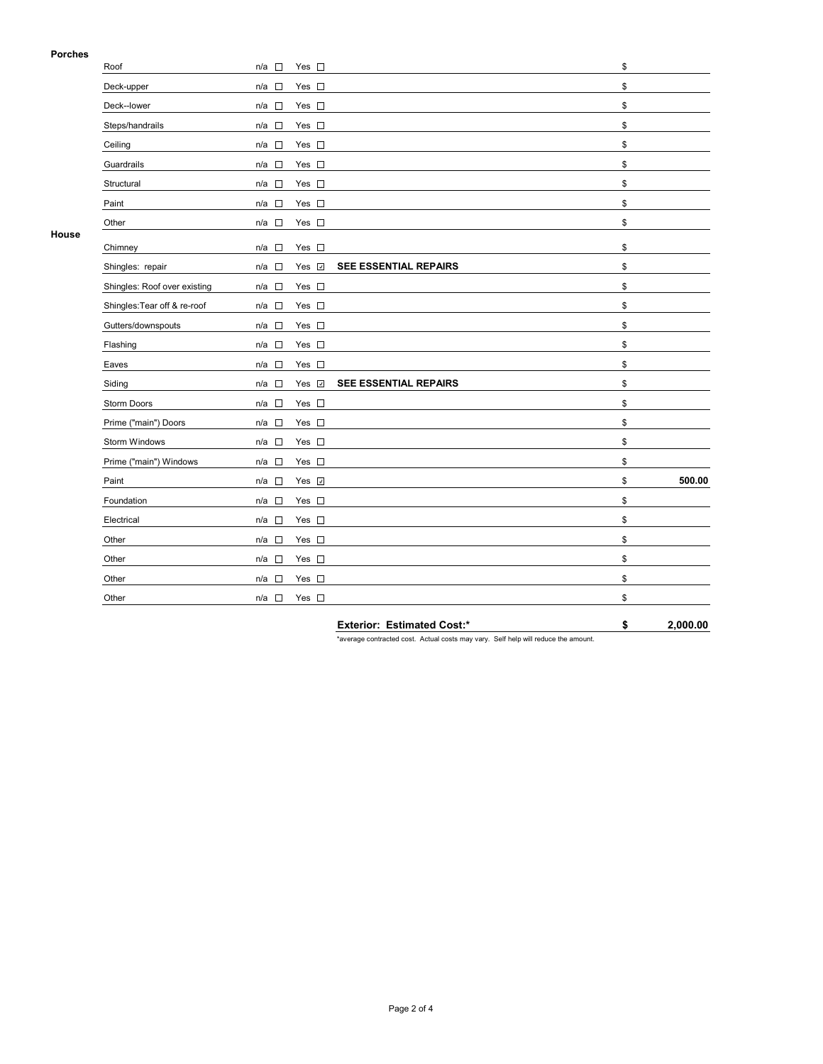**Porches**

| Item | n/a | Yes | Description | Cost |
|---|---|---|---|---|
| Roof | ☐ | ☐ | | $ |
| Deck-upper | ☐ | ☐ | | $ |
| Deck--lower | ☐ | ☐ | | $ |
| Steps/handrails | ☐ | ☐ | | $ |
| Ceiling | ☐ | ☐ | | $ |
| Guardrails | ☐ | ☐ | | $ |
| Structural | ☐ | ☐ | | $ |
| Paint | ☐ | ☐ | | $ |
| Other | ☐ | ☐ | | $ |

**House**

| Item | n/a | Yes | Description | Cost |
|---|---|---|---|---|
| Chimney | ☐ | ☐ | | $ |
| Shingles: repair | ☐ | ☑ | **SEE ESSENTIAL REPAIRS** | $ |
| Shingles: Roof over existing | ☐ | ☐ | | $ |
| Shingles:Tear off & re-roof | ☐ | ☐ | | $ |
| Gutters/downspouts | ☐ | ☐ | | $ |
| Flashing | ☐ | ☐ | | $ |
| Eaves | ☐ | ☐ | | $ |
| Siding | ☐ | ☑ | **SEE ESSENTIAL REPAIRS** | $ |
| Storm Doors | ☐ | ☐ | | $ |
| Prime ("main") Doors | ☐ | ☐ | | $ |
| Storm Windows | ☐ | ☐ | | $ |
| Prime ("main") Windows | ☐ | ☐ | | $ |
| Paint | ☐ | ☑ | | $ **500.00** |
| Foundation | ☐ | ☐ | | $ |
| Electrical | ☐ | ☐ | | $ |
| Other | ☐ | ☐ | | $ |
| Other | ☐ | ☐ | | $ |
| Other | ☐ | ☐ | | $ |
| Other | ☐ | ☐ | | $ |

**Exterior: Estimated Cost:*** **$ 2,000.00**

*average contracted cost. Actual costs may vary. Self help will reduce the amount.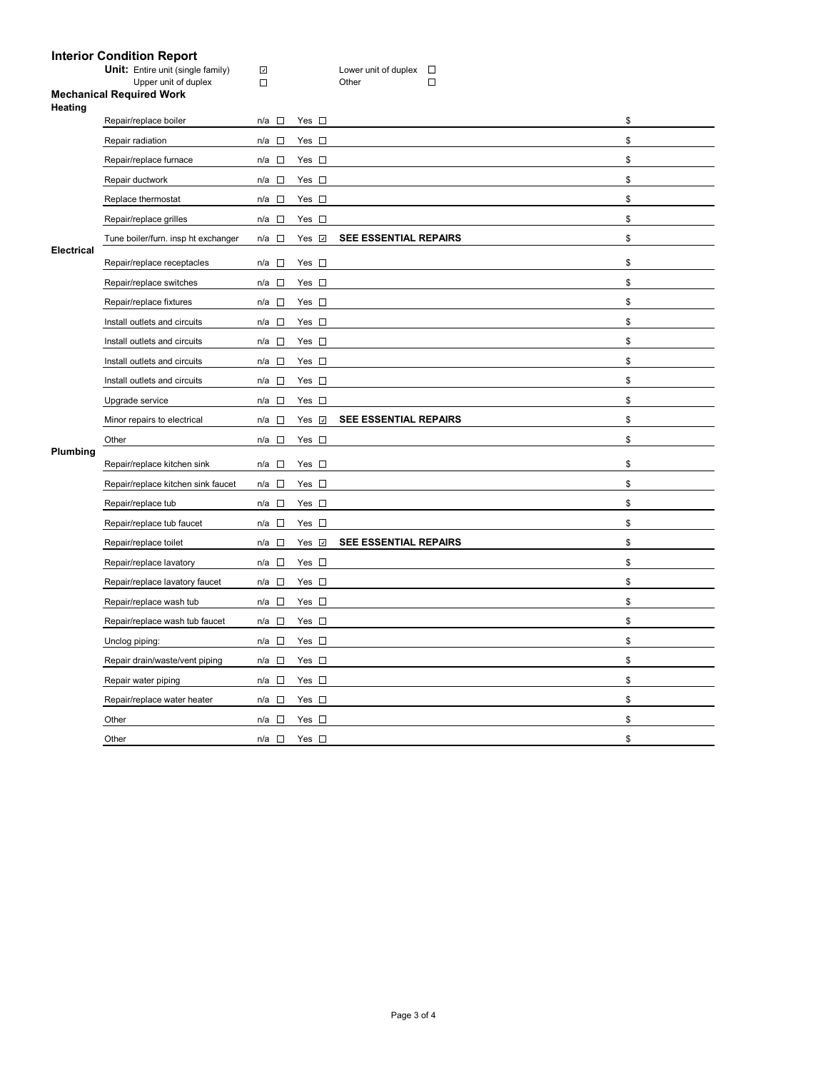## Interior Condition Report

**Unit:** Entire unit (single family) ☑ Lower unit of duplex ☐
Upper unit of duplex ☐ Other ☐

### Mechanical Required Work

**Heating**

| Item | n/a | Yes | Notes | Cost |
|---|---|---|---|---|
| Repair/replace boiler | ☐ | ☐ | | $ |
| Repair radiation | ☐ | ☐ | | $ |
| Repair/replace furnace | ☐ | ☐ | | $ |
| Repair ductwork | ☐ | ☐ | | $ |
| Replace thermostat | ☐ | ☐ | | $ |
| Repair/replace grilles | ☐ | ☐ | | $ |
| Tune boiler/furn. insp ht exchanger | ☐ | ☑ | **SEE ESSENTIAL REPAIRS** | $ |

**Electrical**

| Item | n/a | Yes | Notes | Cost |
|---|---|---|---|---|
| Repair/replace receptacles | ☐ | ☐ | | $ |
| Repair/replace switches | ☐ | ☐ | | $ |
| Repair/replace fixtures | ☐ | ☐ | | $ |
| Install outlets and circuits | ☐ | ☐ | | $ |
| Install outlets and circuits | ☐ | ☐ | | $ |
| Install outlets and circuits | ☐ | ☐ | | $ |
| Install outlets and circuits | ☐ | ☐ | | $ |
| Upgrade service | ☐ | ☐ | | $ |
| Minor repairs to electrical | ☐ | ☑ | **SEE ESSENTIAL REPAIRS** | $ |
| Other | ☐ | ☐ | | $ |

**Plumbing**

| Item | n/a | Yes | Notes | Cost |
|---|---|---|---|---|
| Repair/replace kitchen sink | ☐ | ☐ | | $ |
| Repair/replace kitchen sink faucet | ☐ | ☐ | | $ |
| Repair/replace tub | ☐ | ☐ | | $ |
| Repair/replace tub faucet | ☐ | ☐ | | $ |
| Repair/replace toilet | ☐ | ☑ | **SEE ESSENTIAL REPAIRS** | $ |
| Repair/replace lavatory | ☐ | ☐ | | $ |
| Repair/replace lavatory faucet | ☐ | ☐ | | $ |
| Repair/replace wash tub | ☐ | ☐ | | $ |
| Repair/replace wash tub faucet | ☐ | ☐ | | $ |
| Unclog piping: | ☐ | ☐ | | $ |
| Repair drain/waste/vent piping | ☐ | ☐ | | $ |
| Repair water piping | ☐ | ☐ | | $ |
| Repair/replace water heater | ☐ | ☐ | | $ |
| Other | ☐ | ☐ | | $ |
| Other | ☐ | ☐ | | $ |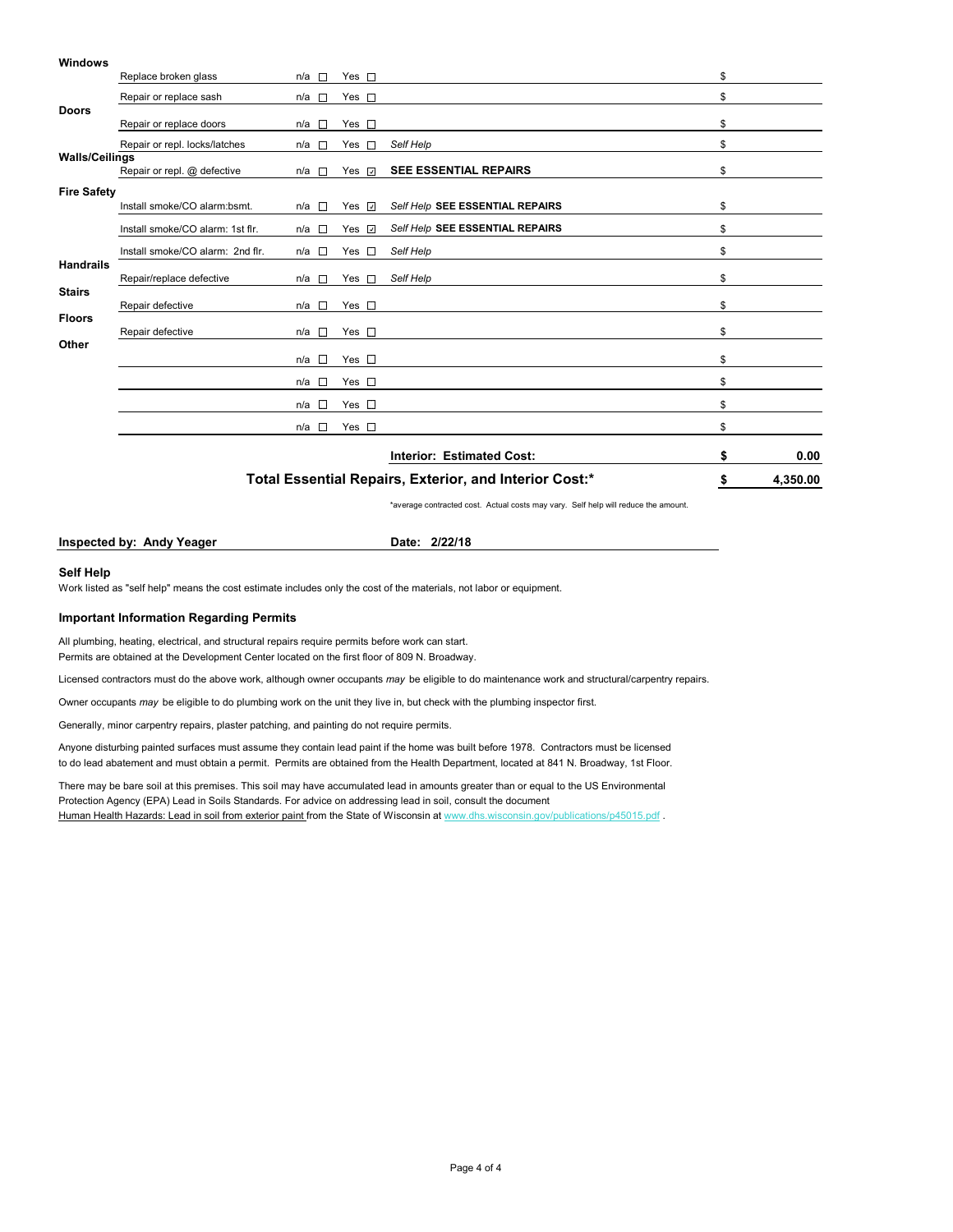| | | | | | |
|---|---|---|---|---|---|
| **Windows** | | | | | |
| | Replace broken glass | n/a ☐ | Yes ☐ | | $ |
| | Repair or replace sash | n/a ☐ | Yes ☐ | | $ |
| **Doors** | | | | | |
| | Repair or replace doors | n/a ☐ | Yes ☐ | | $ |
| | Repair or repl. locks/latches | n/a ☐ | Yes ☐ | *Self Help* | $ |
| **Walls/Ceilings** | | | | | |
| | Repair or repl. @ defective | n/a ☐ | Yes ☑ | **SEE ESSENTIAL REPAIRS** | $ |
| **Fire Safety** | | | | | |
| | Install smoke/CO alarm:bsmt. | n/a ☐ | Yes ☑ | *Self Help* **SEE ESSENTIAL REPAIRS** | $ |
| | Install smoke/CO alarm: 1st flr. | n/a ☐ | Yes ☑ | *Self Help* **SEE ESSENTIAL REPAIRS** | $ |
| | Install smoke/CO alarm: 2nd flr. | n/a ☐ | Yes ☐ | *Self Help* | $ |
| **Handrails** | | | | | |
| | Repair/replace defective | n/a ☐ | Yes ☐ | *Self Help* | $ |
| **Stairs** | | | | | |
| | Repair defective | n/a ☐ | Yes ☐ | | $ |
| **Floors** | | | | | |
| | Repair defective | n/a ☐ | Yes ☐ | | $ |
| **Other** | | | | | |
| | | n/a ☐ | Yes ☐ | | $ |
| | | n/a ☐ | Yes ☐ | | $ |
| | | n/a ☐ | Yes ☐ | | $ |
| | | n/a ☐ | Yes ☐ | | $ |
| | | | | **Interior: Estimated Cost:** | **$ 0.00** |
| | | | | **Total Essential Repairs, Exterior, and Interior Cost:*** | **$ 4,350.00** |

*average contracted cost. Actual costs may vary. Self help will reduce the amount.

**Inspected by: Andy Yeager** **Date: 2/22/18**

### Self Help

Work listed as "self help" means the cost estimate includes only the cost of the materials, not labor or equipment.

### Important Information Regarding Permits

All plumbing, heating, electrical, and structural repairs require permits before work can start.
Permits are obtained at the Development Center located on the first floor of 809 N. Broadway.

Licensed contractors must do the above work, although owner occupants *may* be eligible to do maintenance work and structural/carpentry repairs.

Owner occupants *may* be eligible to do plumbing work on the unit they live in, but check with the plumbing inspector first.

Generally, minor carpentry repairs, plaster patching, and painting do not require permits.

Anyone disturbing painted surfaces must assume they contain lead paint if the home was built before 1978. Contractors must be licensed to do lead abatement and must obtain a permit. Permits are obtained from the Health Department, located at 841 N. Broadway, 1st Floor.

There may be bare soil at this premises. This soil may have accumulated lead in amounts greater than or equal to the US Environmental Protection Agency (EPA) Lead in Soils Standards. For advice on addressing lead in soil, consult the document Human Health Hazards: Lead in soil from exterior paint from the State of Wisconsin at www.dhs.wisconsin.gov/publications/p45015.pdf .